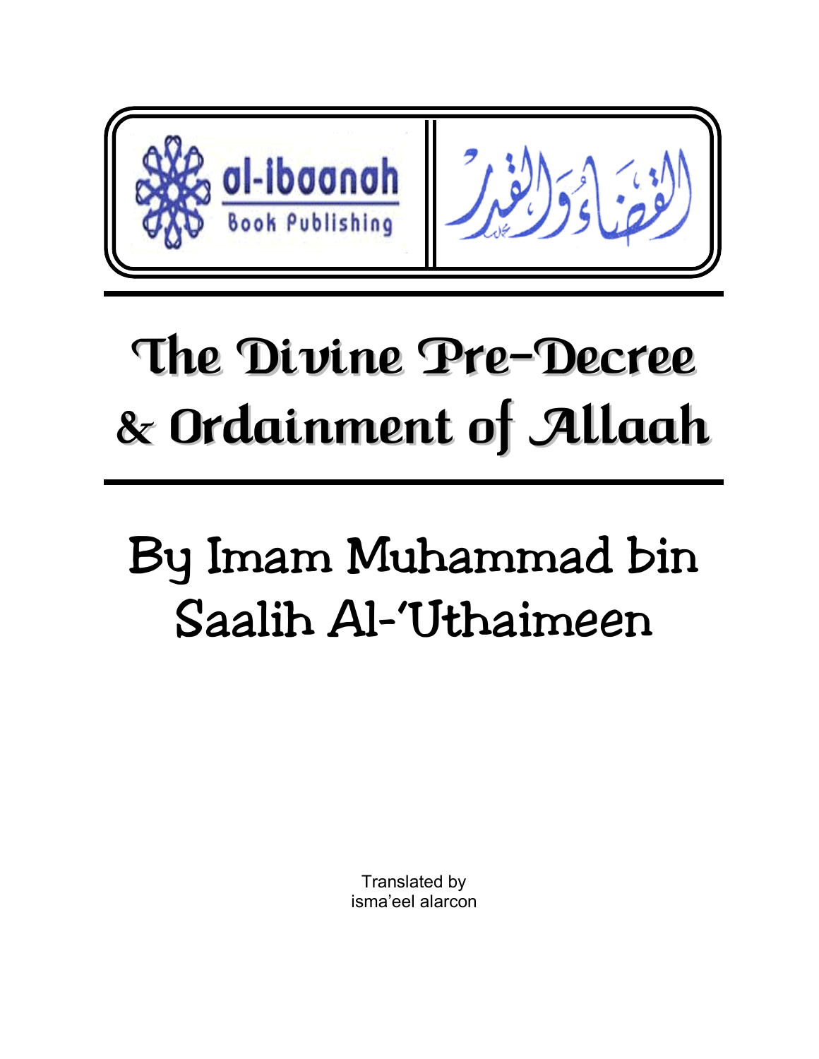al-ibaanah Book Publishing

القضاء والقدر

# The Divine Pre-Decree & Ordainment of Allaah

## By Imam Muhammad bin Saalih Al-'Uthaimeen

Translated by
isma'eel alarcon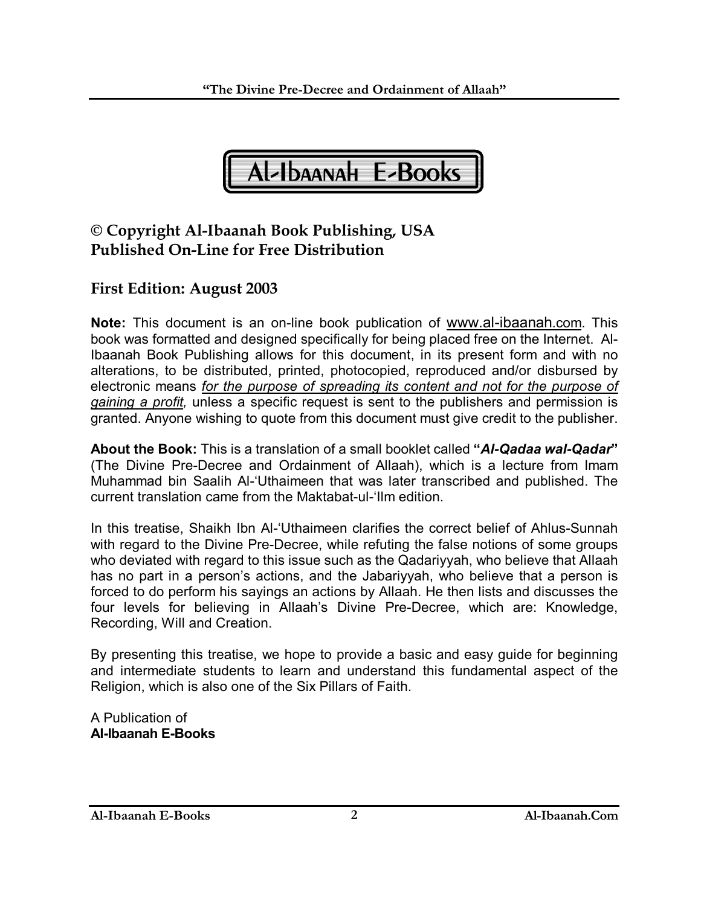**Al-Ibaanah E-Books**

## © Copyright Al-Ibaanah Book Publishing, USA
## Published On-Line for Free Distribution

## First Edition: August 2003

**Note:** This document is an on-line book publication of www.al-ibaanah.com. This book was formatted and designed specifically for being placed free on the Internet. Al-Ibaanah Book Publishing allows for this document, in its present form and with no alterations, to be distributed, printed, photocopied, reproduced and/or disbursed by electronic means *for the purpose of spreading its content and not for the purpose of gaining a profit,* unless a specific request is sent to the publishers and permission is granted. Anyone wishing to quote from this document must give credit to the publisher.

**About the Book:** This is a translation of a small booklet called **"*Al-Qadaa wal-Qadar*"** (The Divine Pre-Decree and Ordainment of Allaah), which is a lecture from Imam Muhammad bin Saalih Al-'Uthaimeen that was later transcribed and published. The current translation came from the Maktabat-ul-'Ilm edition.

In this treatise, Shaikh Ibn Al-'Uthaimeen clarifies the correct belief of Ahlus-Sunnah with regard to the Divine Pre-Decree, while refuting the false notions of some groups who deviated with regard to this issue such as the Qadariyyah, who believe that Allaah has no part in a person's actions, and the Jabariyyah, who believe that a person is forced to do perform his sayings an actions by Allaah. He then lists and discusses the four levels for believing in Allaah's Divine Pre-Decree, which are: Knowledge, Recording, Will and Creation.

By presenting this treatise, we hope to provide a basic and easy guide for beginning and intermediate students to learn and understand this fundamental aspect of the Religion, which is also one of the Six Pillars of Faith.

A Publication of
**Al-Ibaanah E-Books**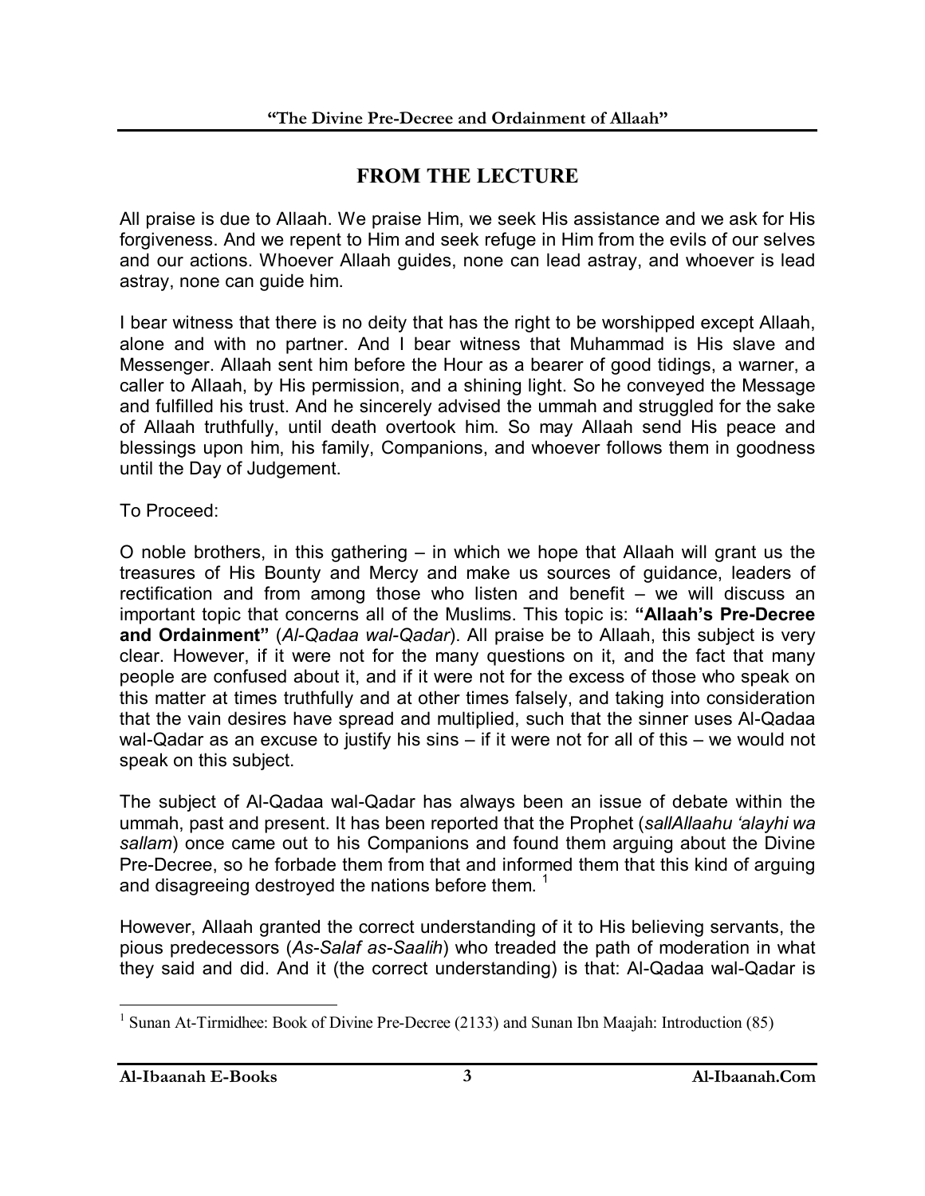## FROM THE LECTURE

All praise is due to Allaah. We praise Him, we seek His assistance and we ask for His forgiveness. And we repent to Him and seek refuge in Him from the evils of our selves and our actions. Whoever Allaah guides, none can lead astray, and whoever is lead astray, none can guide him.

I bear witness that there is no deity that has the right to be worshipped except Allaah, alone and with no partner. And I bear witness that Muhammad is His slave and Messenger. Allaah sent him before the Hour as a bearer of good tidings, a warner, a caller to Allaah, by His permission, and a shining light. So he conveyed the Message and fulfilled his trust. And he sincerely advised the ummah and struggled for the sake of Allaah truthfully, until death overtook him. So may Allaah send His peace and blessings upon him, his family, Companions, and whoever follows them in goodness until the Day of Judgement.

To Proceed:

O noble brothers, in this gathering – in which we hope that Allaah will grant us the treasures of His Bounty and Mercy and make us sources of guidance, leaders of rectification and from among those who listen and benefit – we will discuss an important topic that concerns all of the Muslims. This topic is: **"Allaah's Pre-Decree and Ordainment"** (*Al-Qadaa wal-Qadar*). All praise be to Allaah, this subject is very clear. However, if it were not for the many questions on it, and the fact that many people are confused about it, and if it were not for the excess of those who speak on this matter at times truthfully and at other times falsely, and taking into consideration that the vain desires have spread and multiplied, such that the sinner uses Al-Qadaa wal-Qadar as an excuse to justify his sins – if it were not for all of this – we would not speak on this subject.

The subject of Al-Qadaa wal-Qadar has always been an issue of debate within the ummah, past and present. It has been reported that the Prophet (*sallAllaahu 'alayhi wa sallam*) once came out to his Companions and found them arguing about the Divine Pre-Decree, so he forbade them from that and informed them that this kind of arguing and disagreeing destroyed the nations before them. [1]

However, Allaah granted the correct understanding of it to His believing servants, the pious predecessors (*As-Salaf as-Saalih*) who treaded the path of moderation in what they said and did. And it (the correct understanding) is that: Al-Qadaa wal-Qadar is

---

[1] Sunan At-Tirmidhee: Book of Divine Pre-Decree (2133) and Sunan Ibn Maajah: Introduction (85)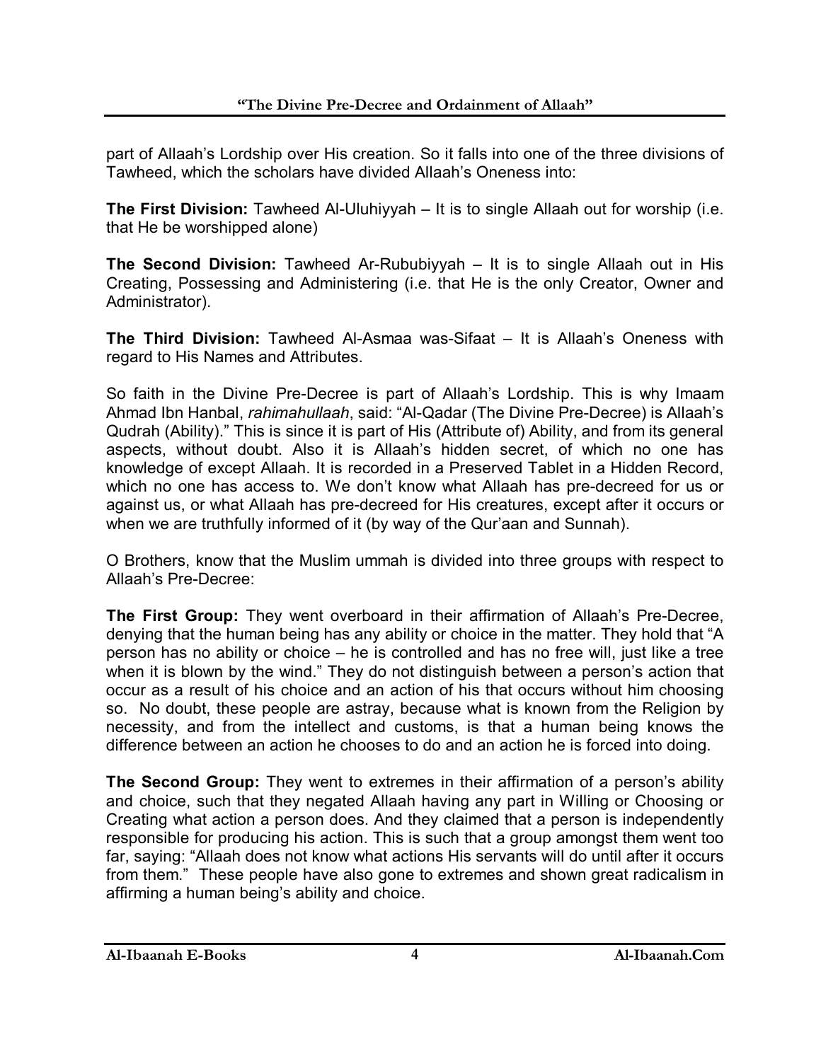part of Allaah's Lordship over His creation. So it falls into one of the three divisions of Tawheed, which the scholars have divided Allaah's Oneness into:

**The First Division:** Tawheed Al-Uluhiyyah – It is to single Allaah out for worship (i.e. that He be worshipped alone)

**The Second Division:** Tawheed Ar-Rububiyyah – It is to single Allaah out in His Creating, Possessing and Administering (i.e. that He is the only Creator, Owner and Administrator).

**The Third Division:** Tawheed Al-Asmaa was-Sifaat – It is Allaah's Oneness with regard to His Names and Attributes.

So faith in the Divine Pre-Decree is part of Allaah's Lordship. This is why Imaam Ahmad Ibn Hanbal, *rahimahullaah*, said: "Al-Qadar (The Divine Pre-Decree) is Allaah's Qudrah (Ability)." This is since it is part of His (Attribute of) Ability, and from its general aspects, without doubt. Also it is Allaah's hidden secret, of which no one has knowledge of except Allaah. It is recorded in a Preserved Tablet in a Hidden Record, which no one has access to. We don't know what Allaah has pre-decreed for us or against us, or what Allaah has pre-decreed for His creatures, except after it occurs or when we are truthfully informed of it (by way of the Qur'aan and Sunnah).

O Brothers, know that the Muslim ummah is divided into three groups with respect to Allaah's Pre-Decree:

**The First Group:** They went overboard in their affirmation of Allaah's Pre-Decree, denying that the human being has any ability or choice in the matter. They hold that "A person has no ability or choice – he is controlled and has no free will, just like a tree when it is blown by the wind." They do not distinguish between a person's action that occur as a result of his choice and an action of his that occurs without him choosing so. No doubt, these people are astray, because what is known from the Religion by necessity, and from the intellect and customs, is that a human being knows the difference between an action he chooses to do and an action he is forced into doing.

**The Second Group:** They went to extremes in their affirmation of a person's ability and choice, such that they negated Allaah having any part in Willing or Choosing or Creating what action a person does. And they claimed that a person is independently responsible for producing his action. This is such that a group amongst them went too far, saying: "Allaah does not know what actions His servants will do until after it occurs from them." These people have also gone to extremes and shown great radicalism in affirming a human being's ability and choice.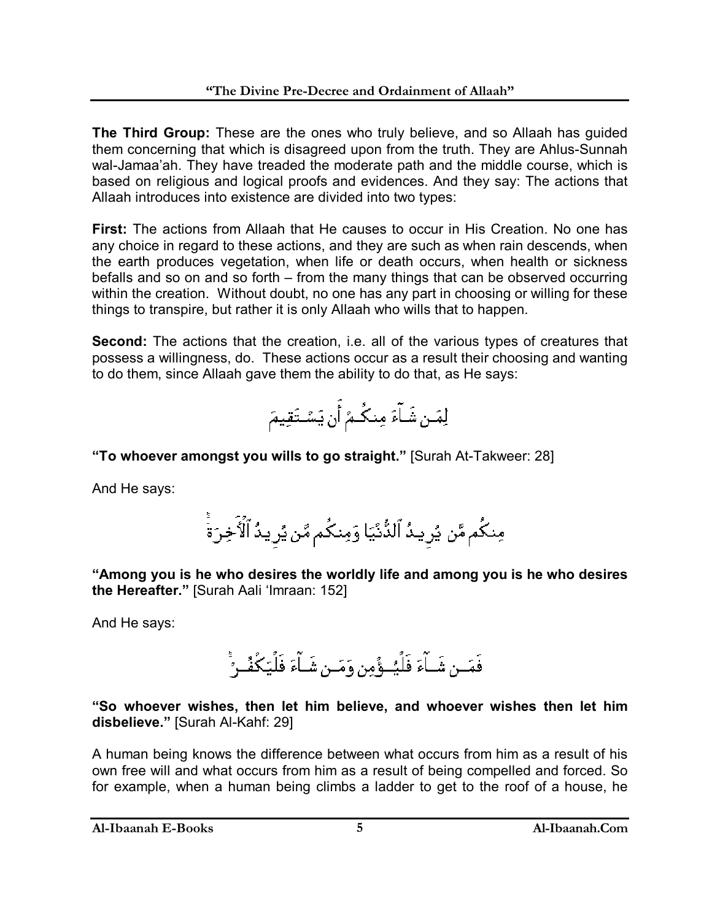**The Third Group:** These are the ones who truly believe, and so Allaah has guided them concerning that which is disagreed upon from the truth. They are Ahlus-Sunnah wal-Jamaa'ah. They have treaded the moderate path and the middle course, which is based on religious and logical proofs and evidences. And they say: The actions that Allaah introduces into existence are divided into two types:

**First:** The actions from Allaah that He causes to occur in His Creation. No one has any choice in regard to these actions, and they are such as when rain descends, when the earth produces vegetation, when life or death occurs, when health or sickness befalls and so on and so forth – from the many things that can be observed occurring within the creation. Without doubt, no one has any part in choosing or willing for these things to transpire, but rather it is only Allaah who wills that to happen.

**Second:** The actions that the creation, i.e. all of the various types of creatures that possess a willingness, do. These actions occur as a result their choosing and wanting to do them, since Allaah gave them the ability to do that, as He says:

لِمَن شَآءَ مِنكُمْ أَن يَسْتَقِيمَ

**"To whoever amongst you wills to go straight."** [Surah At-Takweer: 28]

And He says:

مِنكُم مَّن يُرِيدُ ٱلدُّنْيَا وَمِنكُم مَّن يُرِيدُ ٱلْآخِرَةَ

**"Among you is he who desires the worldly life and among you is he who desires the Hereafter."** [Surah Aali 'Imraan: 152]

And He says:

فَمَن شَآءَ فَلْيُؤْمِن وَمَن شَآءَ فَلْيَكْفُرْ

**"So whoever wishes, then let him believe, and whoever wishes then let him disbelieve."** [Surah Al-Kahf: 29]

A human being knows the difference between what occurs from him as a result of his own free will and what occurs from him as a result of being compelled and forced. So for example, when a human being climbs a ladder to get to the roof of a house, he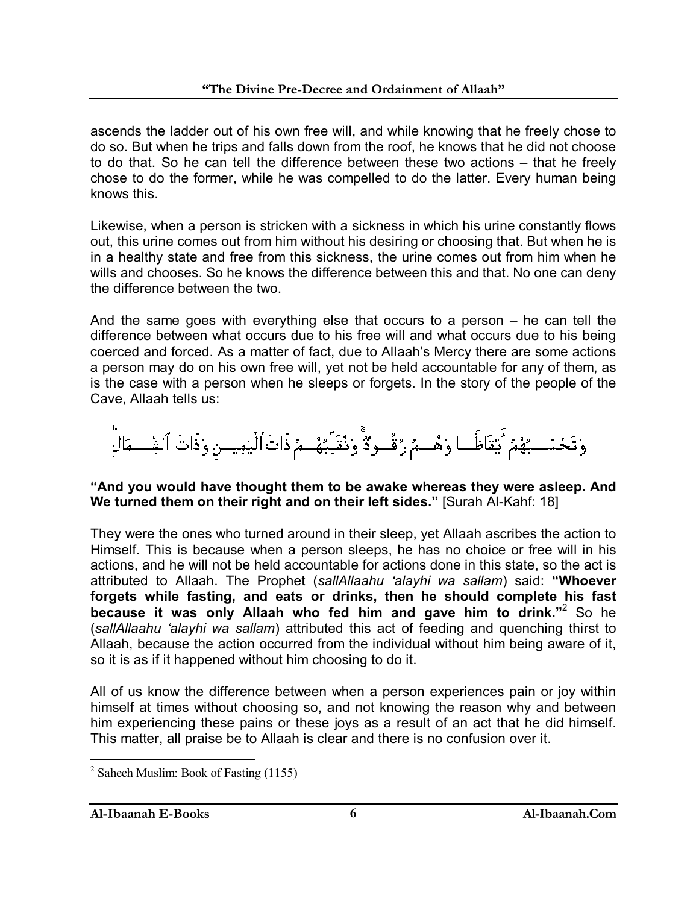ascends the ladder out of his own free will, and while knowing that he freely chose to do so. But when he trips and falls down from the roof, he knows that he did not choose to do that. So he can tell the difference between these two actions – that he freely chose to do the former, while he was compelled to do the latter. Every human being knows this.

Likewise, when a person is stricken with a sickness in which his urine constantly flows out, this urine comes out from him without his desiring or choosing that. But when he is in a healthy state and free from this sickness, the urine comes out from him when he wills and chooses. So he knows the difference between this and that. No one can deny the difference between the two.

And the same goes with everything else that occurs to a person – he can tell the difference between what occurs due to his free will and what occurs due to his being coerced and forced. As a matter of fact, due to Allaah's Mercy there are some actions a person may do on his own free will, yet not be held accountable for any of them, as is the case with a person when he sleeps or forgets. In the story of the people of the Cave, Allaah tells us:

وَتَحْسَبُهُمْ أَيْقَاظًا وَهُمْ رُقُودٌ ۚ وَنُقَلِّبُهُمْ ذَاتَ ٱلْيَمِينِ وَذَاتَ ٱلشِّمَالِ

**"And you would have thought them to be awake whereas they were asleep. And We turned them on their right and on their left sides."** [Surah Al-Kahf: 18]

They were the ones who turned around in their sleep, yet Allaah ascribes the action to Himself. This is because when a person sleeps, he has no choice or free will in his actions, and he will not be held accountable for actions done in this state, so the act is attributed to Allaah. The Prophet (*sallAllaahu 'alayhi wa sallam*) said: **"Whoever forgets while fasting, and eats or drinks, then he should complete his fast because it was only Allaah who fed him and gave him to drink."**[2] So he (*sallAllaahu 'alayhi wa sallam*) attributed this act of feeding and quenching thirst to Allaah, because the action occurred from the individual without him being aware of it, so it is as if it happened without him choosing to do it.

All of us know the difference between when a person experiences pain or joy within himself at times without choosing so, and not knowing the reason why and between him experiencing these pains or these joys as a result of an act that he did himself. This matter, all praise be to Allaah is clear and there is no confusion over it.

---

[2] Saheeh Muslim: Book of Fasting (1155)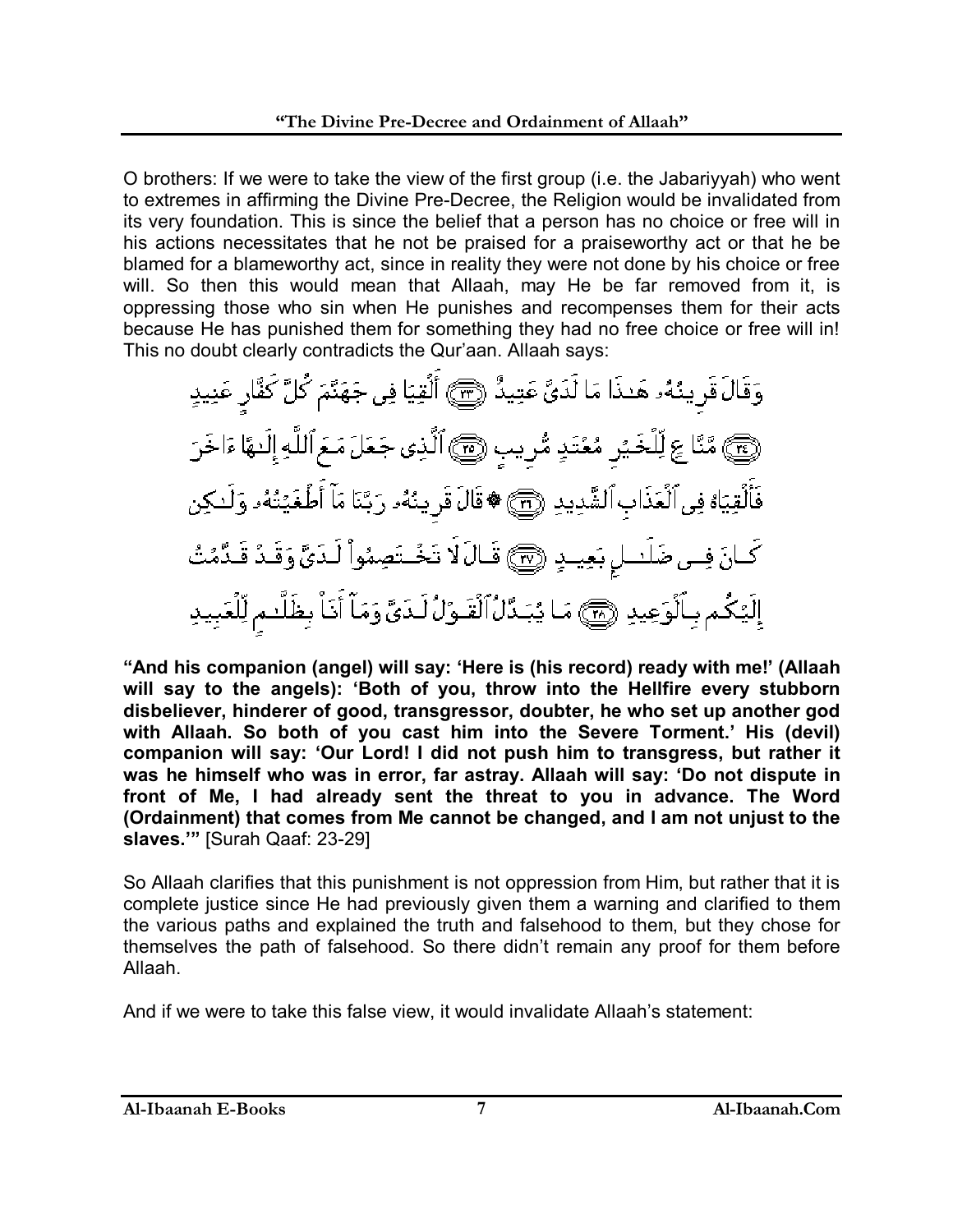O brothers: If we were to take the view of the first group (i.e. the Jabariyyah) who went to extremes in affirming the Divine Pre-Decree, the Religion would be invalidated from its very foundation. This is since the belief that a person has no choice or free will in his actions necessitates that he not be praised for a praiseworthy act or that he be blamed for a blameworthy act, since in reality they were not done by his choice or free will. So then this would mean that Allaah, may He be far removed from it, is oppressing those who sin when He punishes and recompenses them for their acts because He has punished them for something they had no free choice or free will in! This no doubt clearly contradicts the Qur'aan. Allaah says:

وَقَالَ قَرِينُهُۥ هَـٰذَا مَا لَدَىَّ عَتِيدٌ ﴿٢٣﴾ أَلْقِيَا فِى جَهَنَّمَ كُلَّ كَفَّارٍ عَنِيدٍ ﴿٢٤﴾ مَّنَّاعٍ لِّلْخَيْرِ مُعْتَدٍ مُّرِيبٍ ﴿٢٥﴾ ٱلَّذِى جَعَلَ مَعَ ٱللَّهِ إِلَـٰهًا ءَاخَرَ فَأَلْقِيَاهُ فِى ٱلْعَذَابِ ٱلشَّدِيدِ ﴿٢٦﴾ ۞ قَالَ قَرِينُهُۥ رَبَّنَا مَآ أَطْغَيْتُهُۥ وَلَـٰكِن كَانَ فِى ضَلَـٰلٍۭ بَعِيدٍ ﴿٢٧﴾ قَالَ لَا تَخْتَصِمُوا۟ لَدَىَّ وَقَدْ قَدَّمْتُ إِلَيْكُم بِٱلْوَعِيدِ ﴿٢٨﴾ مَا يُبَدَّلُ ٱلْقَوْلُ لَدَىَّ وَمَآ أَنَا۠ بِظَلَّـٰمٍ لِّلْعَبِيدِ

**"And his companion (angel) will say: 'Here is (his record) ready with me!' (Allaah will say to the angels): 'Both of you, throw into the Hellfire every stubborn disbeliever, hinderer of good, transgressor, doubter, he who set up another god with Allaah. So both of you cast him into the Severe Torment.' His (devil) companion will say: 'Our Lord! I did not push him to transgress, but rather it was he himself who was in error, far astray. Allaah will say: 'Do not dispute in front of Me, I had already sent the threat to you in advance. The Word (Ordainment) that comes from Me cannot be changed, and I am not unjust to the slaves.'"** [Surah Qaaf: 23-29]

So Allaah clarifies that this punishment is not oppression from Him, but rather that it is complete justice since He had previously given them a warning and clarified to them the various paths and explained the truth and falsehood to them, but they chose for themselves the path of falsehood. So there didn't remain any proof for them before Allaah.

And if we were to take this false view, it would invalidate Allaah's statement: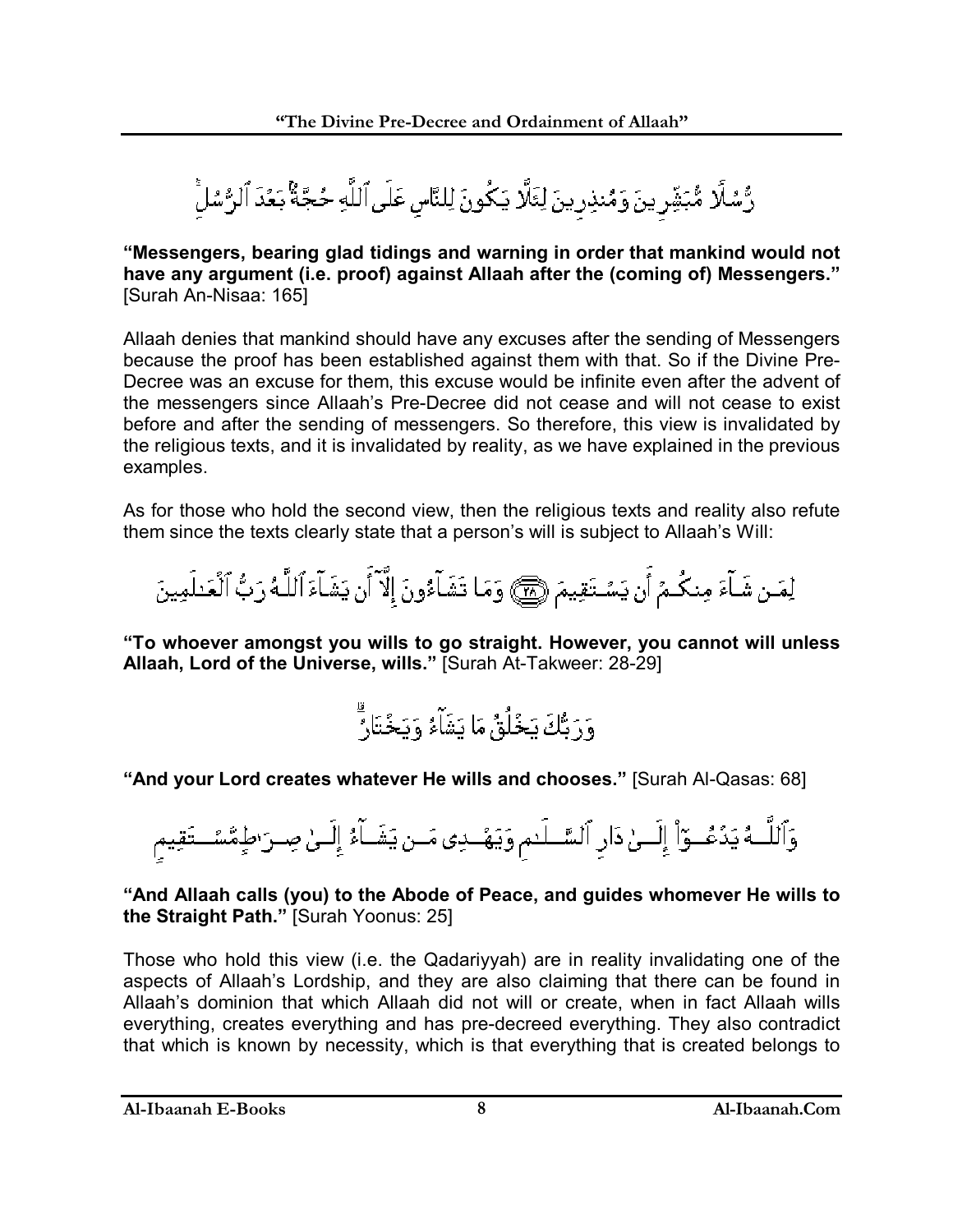رُّسُلًا مُّبَشِّرِينَ وَمُنذِرِينَ لِئَلَّا يَكُونَ لِلنَّاسِ عَلَى ٱللَّهِ حُجَّةٌۢ بَعْدَ ٱلرُّسُلِ

**"Messengers, bearing glad tidings and warning in order that mankind would not have any argument (i.e. proof) against Allaah after the (coming of) Messengers."** [Surah An-Nisaa: 165]

Allaah denies that mankind should have any excuses after the sending of Messengers because the proof has been established against them with that. So if the Divine Pre-Decree was an excuse for them, this excuse would be infinite even after the advent of the messengers since Allaah's Pre-Decree did not cease and will not cease to exist before and after the sending of messengers. So therefore, this view is invalidated by the religious texts, and it is invalidated by reality, as we have explained in the previous examples.

As for those who hold the second view, then the religious texts and reality also refute them since the texts clearly state that a person's will is subject to Allaah's Will:

لِمَن شَآءَ مِنكُمْ أَن يَسْتَقِيمَ ﴿٢٨﴾ وَمَا تَشَآءُونَ إِلَّآ أَن يَشَآءَ ٱللَّهُ رَبُّ ٱلْعَٰلَمِينَ

**"To whoever amongst you wills to go straight. However, you cannot will unless Allaah, Lord of the Universe, wills."** [Surah At-Takweer: 28-29]

وَرَبُّكَ يَخْلُقُ مَا يَشَآءُ وَيَخْتَارُ

**"And your Lord creates whatever He wills and chooses."** [Surah Al-Qasas: 68]

وَٱللَّهُ يَدْعُوٓا۟ إِلَىٰ دَارِ ٱلسَّلَٰمِ وَيَهْدِى مَن يَشَآءُ إِلَىٰ صِرَٰطٍ مُّسْتَقِيمٍ

**"And Allaah calls (you) to the Abode of Peace, and guides whomever He wills to the Straight Path."** [Surah Yoonus: 25]

Those who hold this view (i.e. the Qadariyyah) are in reality invalidating one of the aspects of Allaah's Lordship, and they are also claiming that there can be found in Allaah's dominion that which Allaah did not will or create, when in fact Allaah wills everything, creates everything and has pre-decreed everything. They also contradict that which is known by necessity, which is that everything that is created belongs to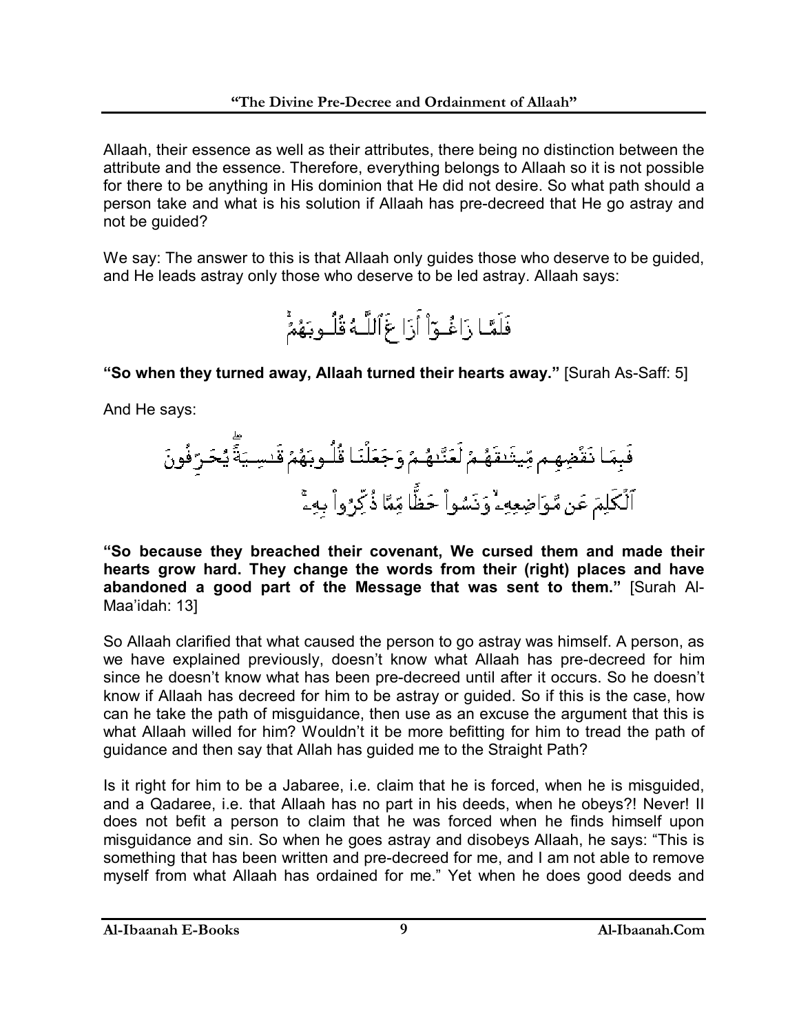Allaah, their essence as well as their attributes, there being no distinction between the attribute and the essence. Therefore, everything belongs to Allaah so it is not possible for there to be anything in His dominion that He did not desire. So what path should a person take and what is his solution if Allaah has pre-decreed that He go astray and not be guided?

We say: The answer to this is that Allaah only guides those who deserve to be guided, and He leads astray only those who deserve to be led astray. Allaah says:

فَلَمَّا زَاغُوٓاْ أَزَاغَ ٱللَّهُ قُلُوبَهُمْۚ

**"So when they turned away, Allaah turned their hearts away."** [Surah As-Saff: 5]

And He says:

فَبِمَا نَقْضِهِم مِّيثَٰقَهُمْ لَعَنَّٰهُمْ وَجَعَلْنَا قُلُوبَهُمْ قَٰسِيَةًۖ يُحَرِّفُونَ ٱلْكَلِمَ عَن مَّوَاضِعِهِۦۙ وَنَسُواْ حَظًّا مِّمَّا ذُكِّرُواْ بِهِۦۚ

**"So because they breached their covenant, We cursed them and made their hearts grow hard. They change the words from their (right) places and have abandoned a good part of the Message that was sent to them."** [Surah Al-Maa'idah: 13]

So Allaah clarified that what caused the person to go astray was himself. A person, as we have explained previously, doesn't know what Allaah has pre-decreed for him since he doesn't know what has been pre-decreed until after it occurs. So he doesn't know if Allaah has decreed for him to be astray or guided. So if this is the case, how can he take the path of misguidance, then use as an excuse the argument that this is what Allaah willed for him? Wouldn't it be more befitting for him to tread the path of guidance and then say that Allah has guided me to the Straight Path?

Is it right for him to be a Jabaree, i.e. claim that he is forced, when he is misguided, and a Qadaree, i.e. that Allaah has no part in his deeds, when he obeys?! Never! Il does not befit a person to claim that he was forced when he finds himself upon misguidance and sin. So when he goes astray and disobeys Allaah, he says: "This is something that has been written and pre-decreed for me, and I am not able to remove myself from what Allaah has ordained for me." Yet when he does good deeds and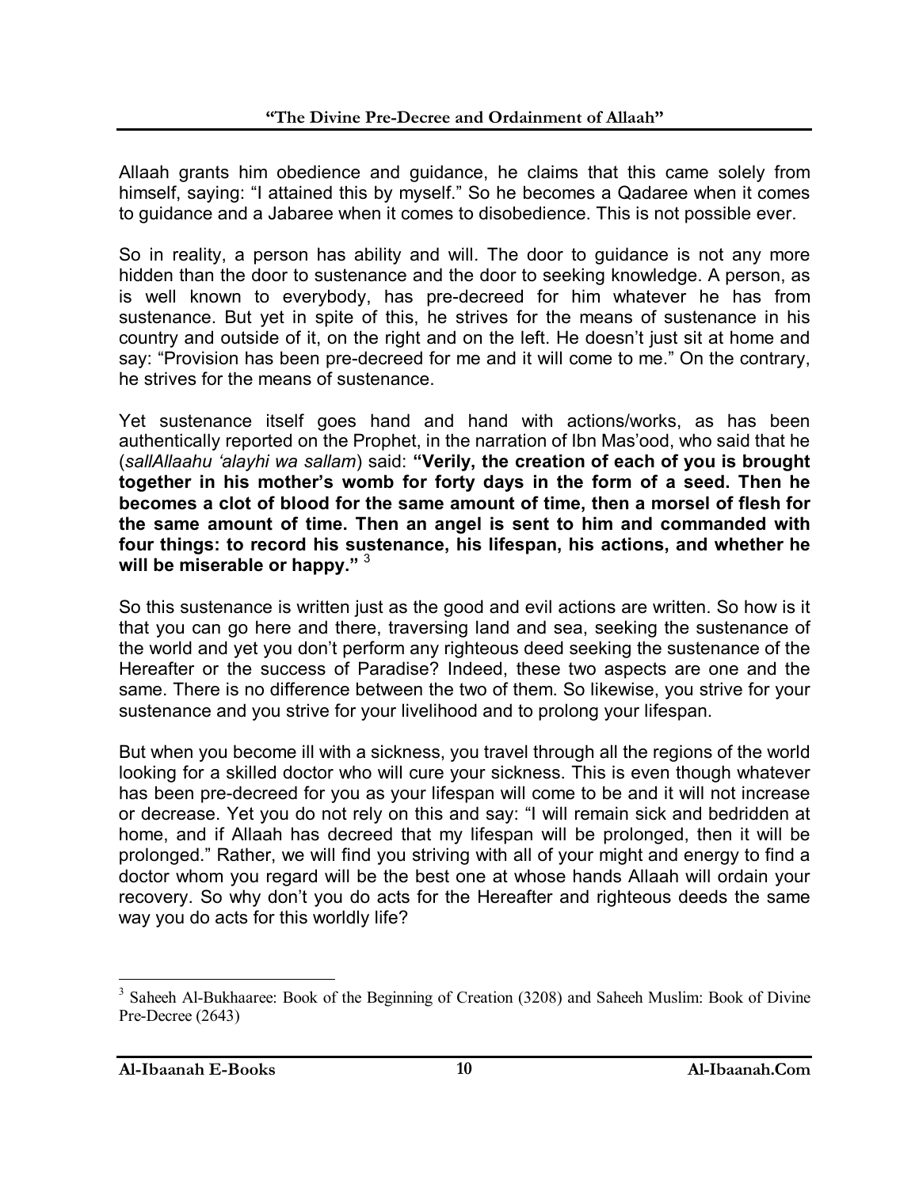Allaah grants him obedience and guidance, he claims that this came solely from himself, saying: "I attained this by myself." So he becomes a Qadaree when it comes to guidance and a Jabaree when it comes to disobedience. This is not possible ever.

So in reality, a person has ability and will. The door to guidance is not any more hidden than the door to sustenance and the door to seeking knowledge. A person, as is well known to everybody, has pre-decreed for him whatever he has from sustenance. But yet in spite of this, he strives for the means of sustenance in his country and outside of it, on the right and on the left. He doesn't just sit at home and say: "Provision has been pre-decreed for me and it will come to me." On the contrary, he strives for the means of sustenance.

Yet sustenance itself goes hand and hand with actions/works, as has been authentically reported on the Prophet, in the narration of Ibn Mas'ood, who said that he (*sallAllaahu 'alayhi wa sallam*) said: **"Verily, the creation of each of you is brought together in his mother's womb for forty days in the form of a seed. Then he becomes a clot of blood for the same amount of time, then a morsel of flesh for the same amount of time. Then an angel is sent to him and commanded with four things: to record his sustenance, his lifespan, his actions, and whether he will be miserable or happy."** [3]

So this sustenance is written just as the good and evil actions are written. So how is it that you can go here and there, traversing land and sea, seeking the sustenance of the world and yet you don't perform any righteous deed seeking the sustenance of the Hereafter or the success of Paradise? Indeed, these two aspects are one and the same. There is no difference between the two of them. So likewise, you strive for your sustenance and you strive for your livelihood and to prolong your lifespan.

But when you become ill with a sickness, you travel through all the regions of the world looking for a skilled doctor who will cure your sickness. This is even though whatever has been pre-decreed for you as your lifespan will come to be and it will not increase or decrease. Yet you do not rely on this and say: "I will remain sick and bedridden at home, and if Allaah has decreed that my lifespan will be prolonged, then it will be prolonged." Rather, we will find you striving with all of your might and energy to find a doctor whom you regard will be the best one at whose hands Allaah will ordain your recovery. So why don't you do acts for the Hereafter and righteous deeds the same way you do acts for this worldly life?

---

[3] Saheeh Al-Bukhaaree: Book of the Beginning of Creation (3208) and Saheeh Muslim: Book of Divine Pre-Decree (2643)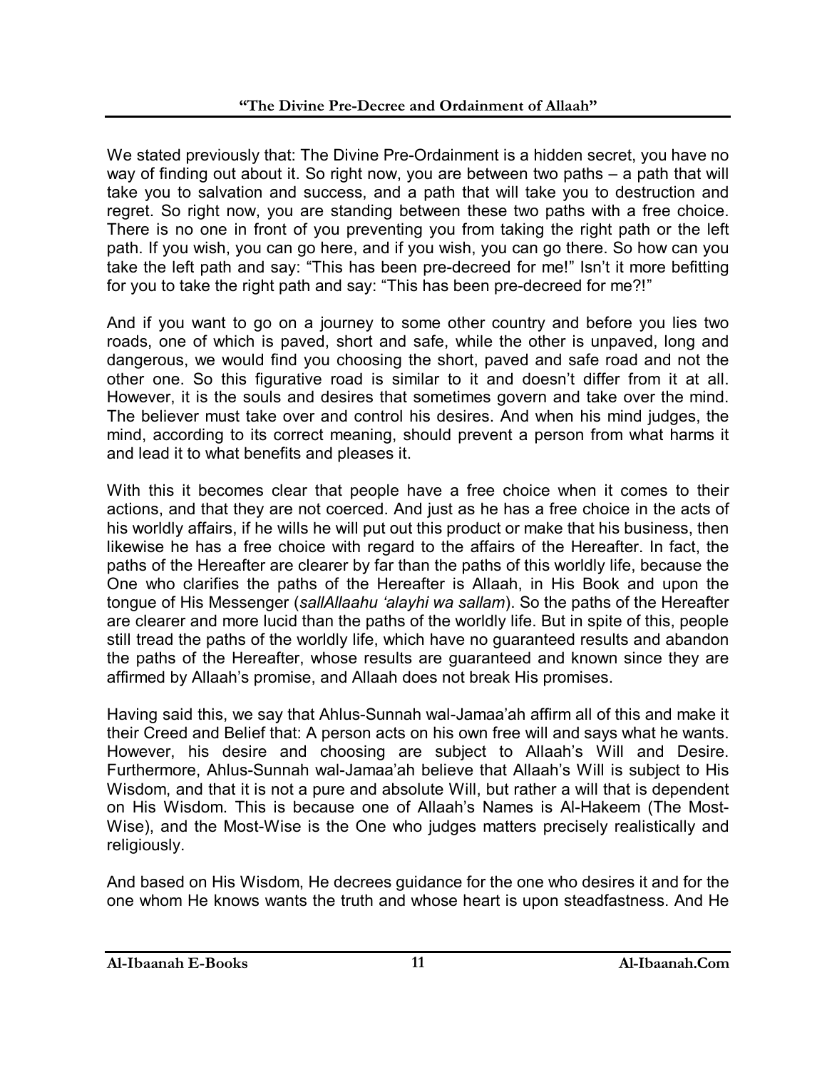We stated previously that: The Divine Pre-Ordainment is a hidden secret, you have no way of finding out about it. So right now, you are between two paths – a path that will take you to salvation and success, and a path that will take you to destruction and regret. So right now, you are standing between these two paths with a free choice. There is no one in front of you preventing you from taking the right path or the left path. If you wish, you can go here, and if you wish, you can go there. So how can you take the left path and say: "This has been pre-decreed for me!" Isn't it more befitting for you to take the right path and say: "This has been pre-decreed for me?!"

And if you want to go on a journey to some other country and before you lies two roads, one of which is paved, short and safe, while the other is unpaved, long and dangerous, we would find you choosing the short, paved and safe road and not the other one. So this figurative road is similar to it and doesn't differ from it at all. However, it is the souls and desires that sometimes govern and take over the mind. The believer must take over and control his desires. And when his mind judges, the mind, according to its correct meaning, should prevent a person from what harms it and lead it to what benefits and pleases it.

With this it becomes clear that people have a free choice when it comes to their actions, and that they are not coerced. And just as he has a free choice in the acts of his worldly affairs, if he wills he will put out this product or make that his business, then likewise he has a free choice with regard to the affairs of the Hereafter. In fact, the paths of the Hereafter are clearer by far than the paths of this worldly life, because the One who clarifies the paths of the Hereafter is Allaah, in His Book and upon the tongue of His Messenger (*sallAllaahu 'alayhi wa sallam*). So the paths of the Hereafter are clearer and more lucid than the paths of the worldly life. But in spite of this, people still tread the paths of the worldly life, which have no guaranteed results and abandon the paths of the Hereafter, whose results are guaranteed and known since they are affirmed by Allaah's promise, and Allaah does not break His promises.

Having said this, we say that Ahlus-Sunnah wal-Jamaa'ah affirm all of this and make it their Creed and Belief that: A person acts on his own free will and says what he wants. However, his desire and choosing are subject to Allaah's Will and Desire. Furthermore, Ahlus-Sunnah wal-Jamaa'ah believe that Allaah's Will is subject to His Wisdom, and that it is not a pure and absolute Will, but rather a will that is dependent on His Wisdom. This is because one of Allaah's Names is Al-Hakeem (The Most-Wise), and the Most-Wise is the One who judges matters precisely realistically and religiously.

And based on His Wisdom, He decrees guidance for the one who desires it and for the one whom He knows wants the truth and whose heart is upon steadfastness. And He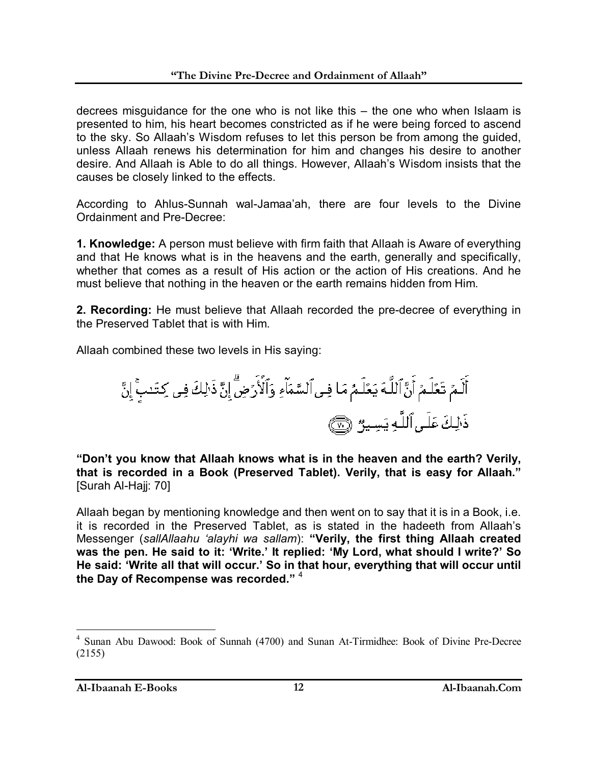decrees misguidance for the one who is not like this – the one who when Islaam is presented to him, his heart becomes constricted as if he were being forced to ascend to the sky. So Allaah's Wisdom refuses to let this person be from among the guided, unless Allaah renews his determination for him and changes his desire to another desire. And Allaah is Able to do all things. However, Allaah's Wisdom insists that the causes be closely linked to the effects.

According to Ahlus-Sunnah wal-Jamaa'ah, there are four levels to the Divine Ordainment and Pre-Decree:

**1. Knowledge:** A person must believe with firm faith that Allaah is Aware of everything and that He knows what is in the heavens and the earth, generally and specifically, whether that comes as a result of His action or the action of His creations. And he must believe that nothing in the heaven or the earth remains hidden from Him.

**2. Recording:** He must believe that Allaah recorded the pre-decree of everything in the Preserved Tablet that is with Him.

Allaah combined these two levels in His saying:

أَلَمْ تَعْلَمْ أَنَّ ٱللَّهَ يَعْلَمُ مَا فِى ٱلسَّمَآءِ وَٱلْأَرْضِ ۗ إِنَّ ذَٰلِكَ فِى كِتَٰبٍ ۚ إِنَّ ذَٰلِكَ عَلَى ٱللَّهِ يَسِيرٌ ﴿٧٠﴾

**"Don't you know that Allaah knows what is in the heaven and the earth? Verily, that is recorded in a Book (Preserved Tablet). Verily, that is easy for Allaah."** [Surah Al-Hajj: 70]

Allaah began by mentioning knowledge and then went on to say that it is in a Book, i.e. it is recorded in the Preserved Tablet, as is stated in the hadeeth from Allaah's Messenger (*sallAllaahu 'alayhi wa sallam*): **"Verily, the first thing Allaah created was the pen. He said to it: 'Write.' It replied: 'My Lord, what should I write?' So He said: 'Write all that will occur.' So in that hour, everything that will occur until the Day of Recompense was recorded."** [4]

---

[4] Sunan Abu Dawood: Book of Sunnah (4700) and Sunan At-Tirmidhee: Book of Divine Pre-Decree (2155)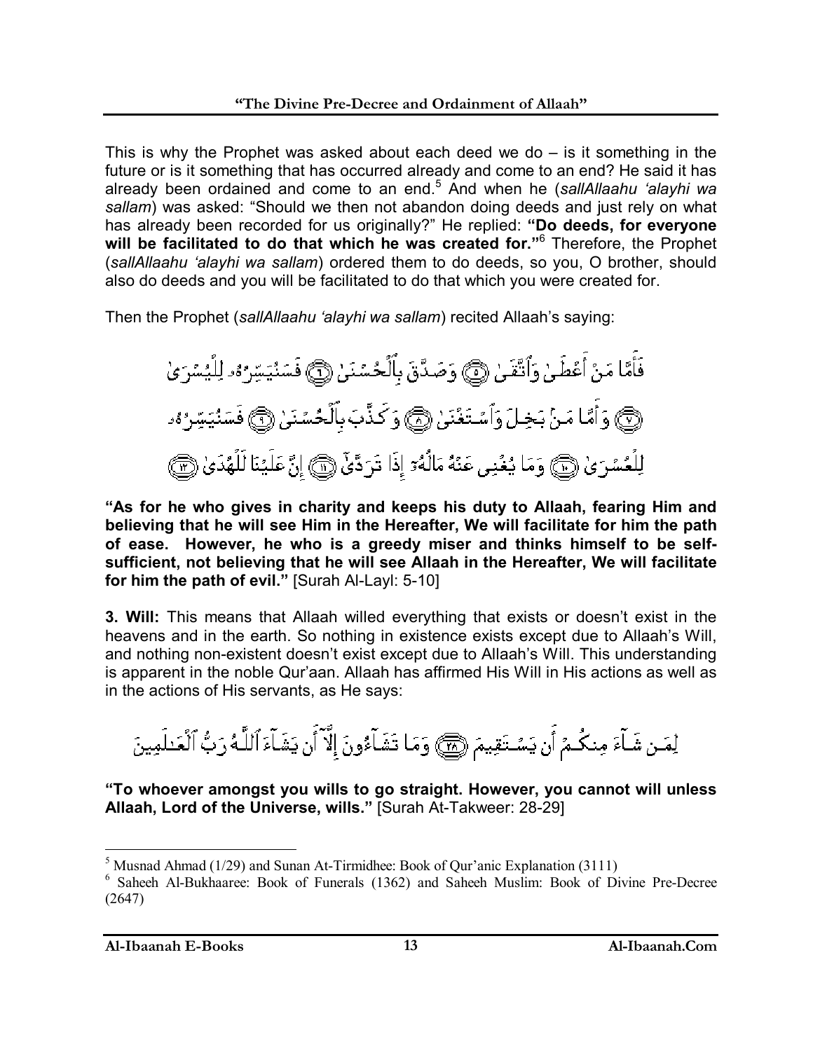This is why the Prophet was asked about each deed we do – is it something in the future or is it something that has occurred already and come to an end? He said it has already been ordained and come to an end.[5] And when he (*sallAllaahu 'alayhi wa sallam*) was asked: "Should we then not abandon doing deeds and just rely on what has already been recorded for us originally?" He replied: **"Do deeds, for everyone will be facilitated to do that which he was created for."**[6] Therefore, the Prophet (*sallAllaahu 'alayhi wa sallam*) ordered them to do deeds, so you, O brother, should also do deeds and you will be facilitated to do that which you were created for.

Then the Prophet (*sallAllaahu 'alayhi wa sallam*) recited Allaah's saying:

فَأَمَّا مَنْ أَعْطَىٰ وَٱتَّقَىٰ ﴿٥﴾ وَصَدَّقَ بِٱلْحُسْنَىٰ ﴿٦﴾ فَسَنُيَسِّرُهُۥ لِلْيُسْرَىٰ ﴿٧﴾ وَأَمَّا مَنۢ بَخِلَ وَٱسْتَغْنَىٰ ﴿٨﴾ وَكَذَّبَ بِٱلْحُسْنَىٰ ﴿٩﴾ فَسَنُيَسِّرُهُۥ لِلْعُسْرَىٰ ﴿١٠﴾ وَمَا يُغْنِى عَنْهُ مَالُهُۥٓ إِذَا تَرَدَّىٰٓ ﴿١١﴾ إِنَّ عَلَيْنَا لَلْهُدَىٰ ﴿١٢﴾

**"As for he who gives in charity and keeps his duty to Allaah, fearing Him and believing that he will see Him in the Hereafter, We will facilitate for him the path of ease. However, he who is a greedy miser and thinks himself to be self-sufficient, not believing that he will see Allaah in the Hereafter, We will facilitate for him the path of evil."** [Surah Al-Layl: 5-10]

**3. Will:** This means that Allaah willed everything that exists or doesn't exist in the heavens and in the earth. So nothing in existence exists except due to Allaah's Will, and nothing non-existent doesn't exist except due to Allaah's Will. This understanding is apparent in the noble Qur'aan. Allaah has affirmed His Will in His actions as well as in the actions of His servants, as He says:

لِمَن شَآءَ مِنكُمْ أَن يَسْتَقِيمَ ﴿٢٨﴾ وَمَا تَشَآءُونَ إِلَّآ أَن يَشَآءَ ٱللَّهُ رَبُّ ٱلْعَٰلَمِينَ

**"To whoever amongst you wills to go straight. However, you cannot will unless Allaah, Lord of the Universe, wills."** [Surah At-Takweer: 28-29]

---

[5] Musnad Ahmad (1/29) and Sunan At-Tirmidhee: Book of Qur'anic Explanation (3111)

[6] Saheeh Al-Bukhaaree: Book of Funerals (1362) and Saheeh Muslim: Book of Divine Pre-Decree (2647)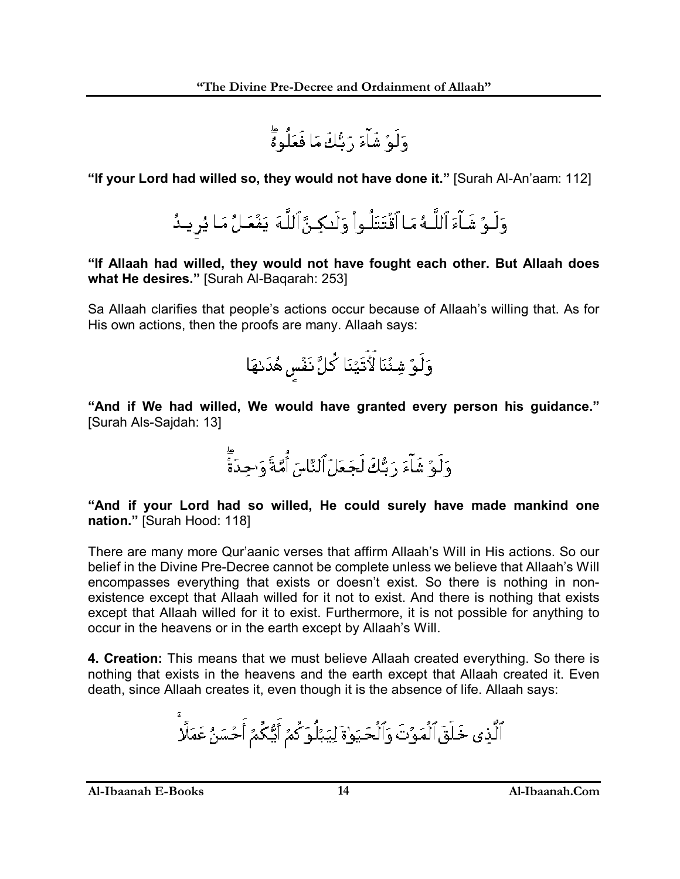وَلَوْ شَآءَ رَبُّكَ مَا فَعَلُوهُ

**"If your Lord had willed so, they would not have done it."** [Surah Al-An'aam: 112]

وَلَوْ شَآءَ ٱللَّهُ مَا ٱقْتَتَلُوا۟ وَلَٰكِنَّ ٱللَّهَ يَفْعَلُ مَا يُرِيدُ

**"If Allaah had willed, they would not have fought each other. But Allaah does what He desires."** [Surah Al-Baqarah: 253]

Sa Allaah clarifies that people's actions occur because of Allaah's willing that. As for His own actions, then the proofs are many. Allaah says:

وَلَوْ شِئْنَا لَءَاتَيْنَا كُلَّ نَفْسٍ هُدَىٰهَا

**"And if We had willed, We would have granted every person his guidance."** [Surah Als-Sajdah: 13]

وَلَوْ شَآءَ رَبُّكَ لَجَعَلَ ٱلنَّاسَ أُمَّةً وَٰحِدَةً

**"And if your Lord had so willed, He could surely have made mankind one nation."** [Surah Hood: 118]

There are many more Qur'aanic verses that affirm Allaah's Will in His actions. So our belief in the Divine Pre-Decree cannot be complete unless we believe that Allaah's Will encompasses everything that exists or doesn't exist. So there is nothing in non-existence except that Allaah willed for it not to exist. And there is nothing that exists except that Allaah willed for it to exist. Furthermore, it is not possible for anything to occur in the heavens or in the earth except by Allaah's Will.

**4. Creation:** This means that we must believe Allaah created everything. So there is nothing that exists in the heavens and the earth except that Allaah created it. Even death, since Allaah creates it, even though it is the absence of life. Allaah says:

ٱلَّذِى خَلَقَ ٱلْمَوْتَ وَٱلْحَيَوٰةَ لِيَبْلُوَكُمْ أَيُّكُمْ أَحْسَنُ عَمَلًا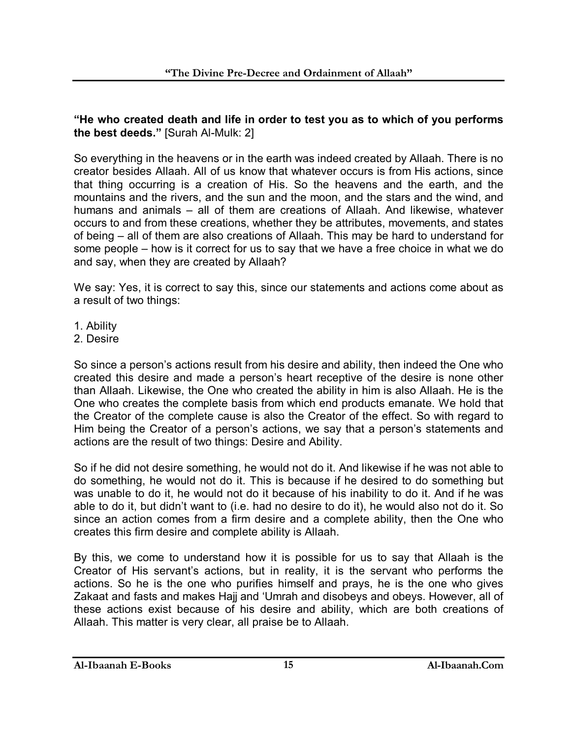**"He who created death and life in order to test you as to which of you performs the best deeds."** [Surah Al-Mulk: 2]

So everything in the heavens or in the earth was indeed created by Allaah. There is no creator besides Allaah. All of us know that whatever occurs is from His actions, since that thing occurring is a creation of His. So the heavens and the earth, and the mountains and the rivers, and the sun and the moon, and the stars and the wind, and humans and animals – all of them are creations of Allaah. And likewise, whatever occurs to and from these creations, whether they be attributes, movements, and states of being – all of them are also creations of Allaah. This may be hard to understand for some people – how is it correct for us to say that we have a free choice in what we do and say, when they are created by Allaah?

We say: Yes, it is correct to say this, since our statements and actions come about as a result of two things:

1. Ability
2. Desire

So since a person's actions result from his desire and ability, then indeed the One who created this desire and made a person's heart receptive of the desire is none other than Allaah. Likewise, the One who created the ability in him is also Allaah. He is the One who creates the complete basis from which end products emanate. We hold that the Creator of the complete cause is also the Creator of the effect. So with regard to Him being the Creator of a person's actions, we say that a person's statements and actions are the result of two things: Desire and Ability.

So if he did not desire something, he would not do it. And likewise if he was not able to do something, he would not do it. This is because if he desired to do something but was unable to do it, he would not do it because of his inability to do it. And if he was able to do it, but didn't want to (i.e. had no desire to do it), he would also not do it. So since an action comes from a firm desire and a complete ability, then the One who creates this firm desire and complete ability is Allaah.

By this, we come to understand how it is possible for us to say that Allaah is the Creator of His servant's actions, but in reality, it is the servant who performs the actions. So he is the one who purifies himself and prays, he is the one who gives Zakaat and fasts and makes Hajj and 'Umrah and disobeys and obeys. However, all of these actions exist because of his desire and ability, which are both creations of Allaah. This matter is very clear, all praise be to Allaah.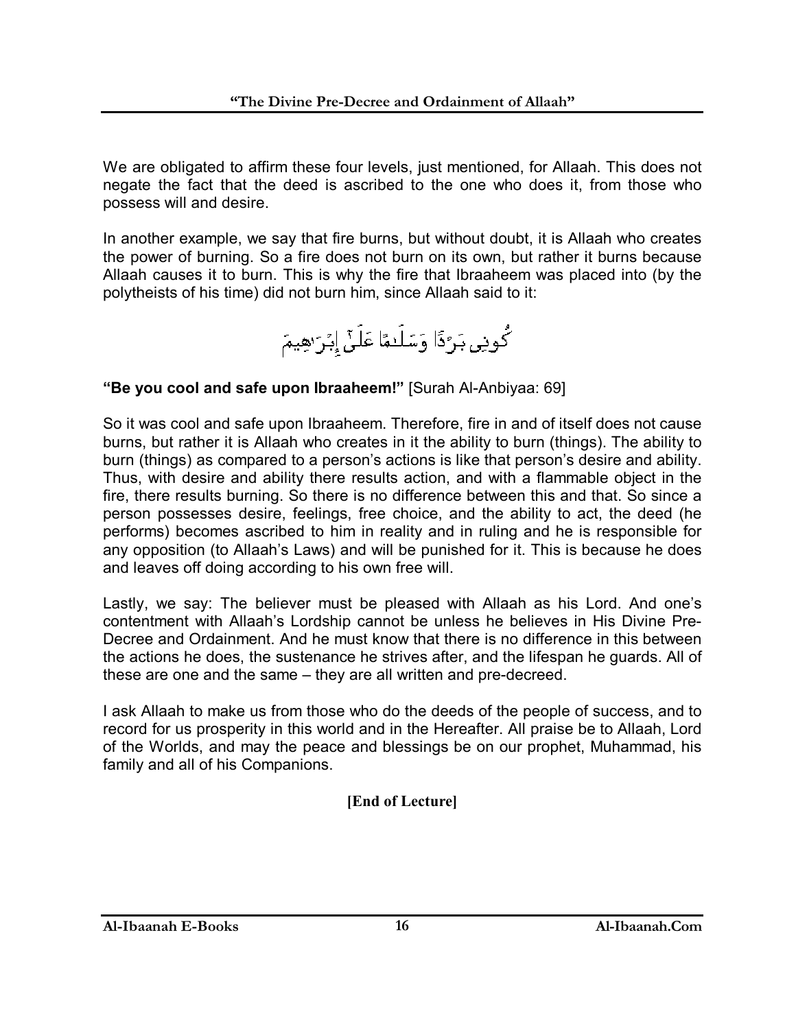We are obligated to affirm these four levels, just mentioned, for Allaah. This does not negate the fact that the deed is ascribed to the one who does it, from those who possess will and desire.

In another example, we say that fire burns, but without doubt, it is Allaah who creates the power of burning. So a fire does not burn on its own, but rather it burns because Allaah causes it to burn. This is why the fire that Ibraaheem was placed into (by the polytheists of his time) did not burn him, since Allaah said to it:

كُونِى بَرْدًا وَسَلَـٰمًا عَلَىٰٓ إِبْرَٰهِيمَ

**"Be you cool and safe upon Ibraaheem!"** [Surah Al-Anbiyaa: 69]

So it was cool and safe upon Ibraaheem. Therefore, fire in and of itself does not cause burns, but rather it is Allaah who creates in it the ability to burn (things). The ability to burn (things) as compared to a person's actions is like that person's desire and ability. Thus, with desire and ability there results action, and with a flammable object in the fire, there results burning. So there is no difference between this and that. So since a person possesses desire, feelings, free choice, and the ability to act, the deed (he performs) becomes ascribed to him in reality and in ruling and he is responsible for any opposition (to Allaah's Laws) and will be punished for it. This is because he does and leaves off doing according to his own free will.

Lastly, we say: The believer must be pleased with Allaah as his Lord. And one's contentment with Allaah's Lordship cannot be unless he believes in His Divine Pre-Decree and Ordainment. And he must know that there is no difference in this between the actions he does, the sustenance he strives after, and the lifespan he guards. All of these are one and the same – they are all written and pre-decreed.

I ask Allaah to make us from those who do the deeds of the people of success, and to record for us prosperity in this world and in the Hereafter. All praise be to Allaah, Lord of the Worlds, and may the peace and blessings be on our prophet, Muhammad, his family and all of his Companions.

**[End of Lecture]**